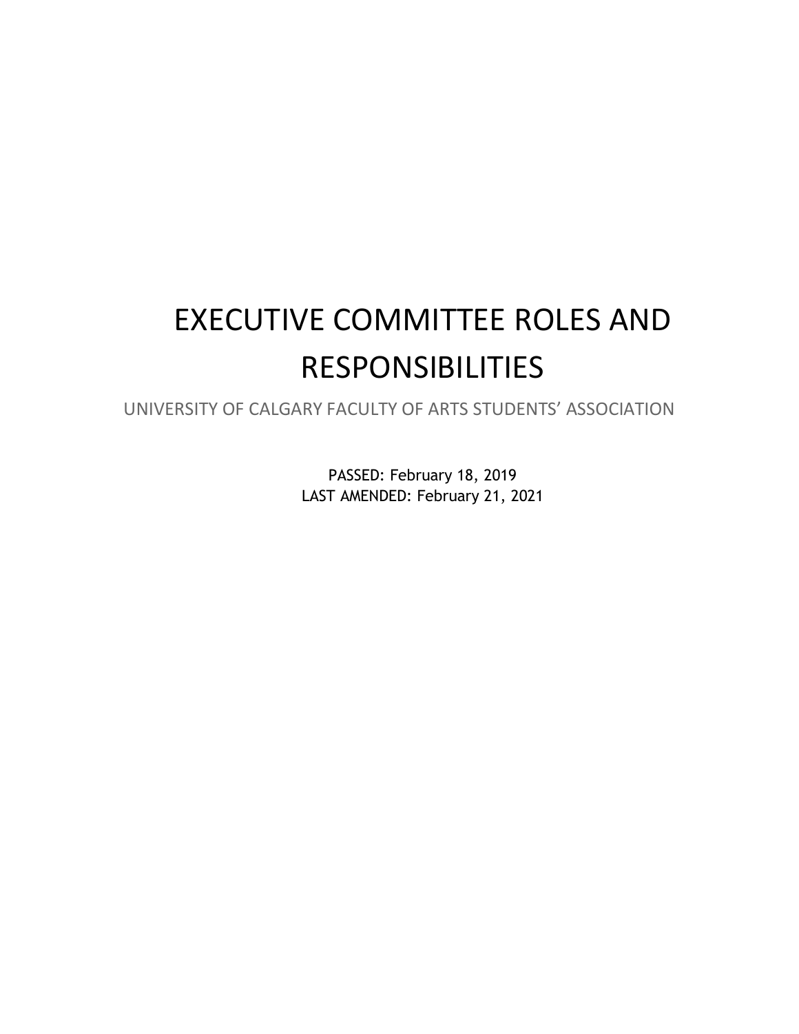# EXECUTIVE COMMITTEE ROLES AND RESPONSIBILITIES

UNIVERSITY OF CALGARY FACULTY OF ARTS STUDENTS' ASSOCIATION

PASSED: February 18, 2019
LAST AMENDED: February 21, 2021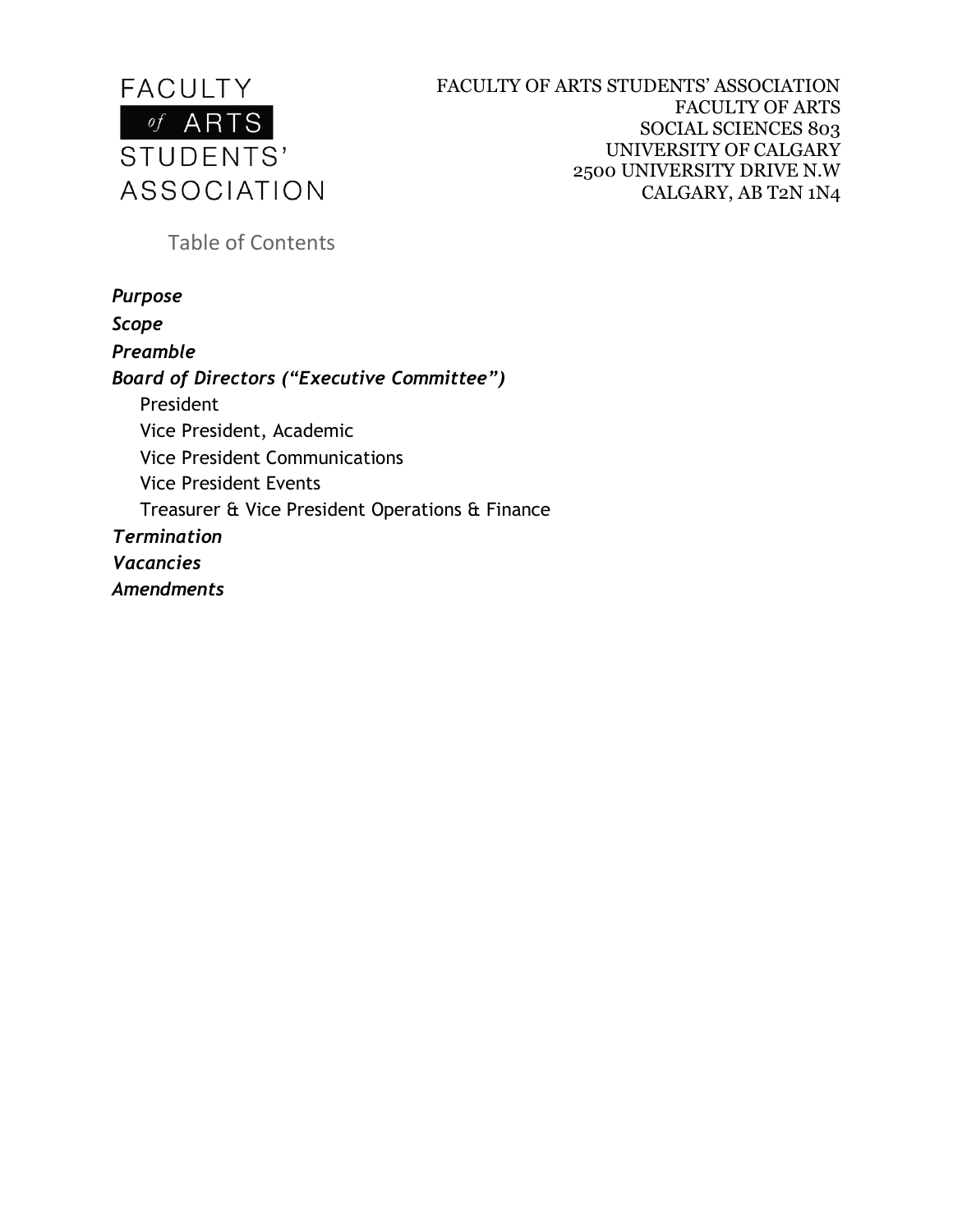FACULTY *of* ARTS STUDENTS' ASSOCIATION

FACULTY OF ARTS STUDENTS' ASSOCIATION
FACULTY OF ARTS
SOCIAL SCIENCES 803
UNIVERSITY OF CALGARY
2500 UNIVERSITY DRIVE N.W
CALGARY, AB T2N 1N4

## Table of Contents

***Purpose***
***Scope***
***Preamble***
***Board of Directors ("Executive Committee")***
- President
- Vice President, Academic
- Vice President Communications
- Vice President Events
- Treasurer & Vice President Operations & Finance

***Termination***
***Vacancies***
***Amendments***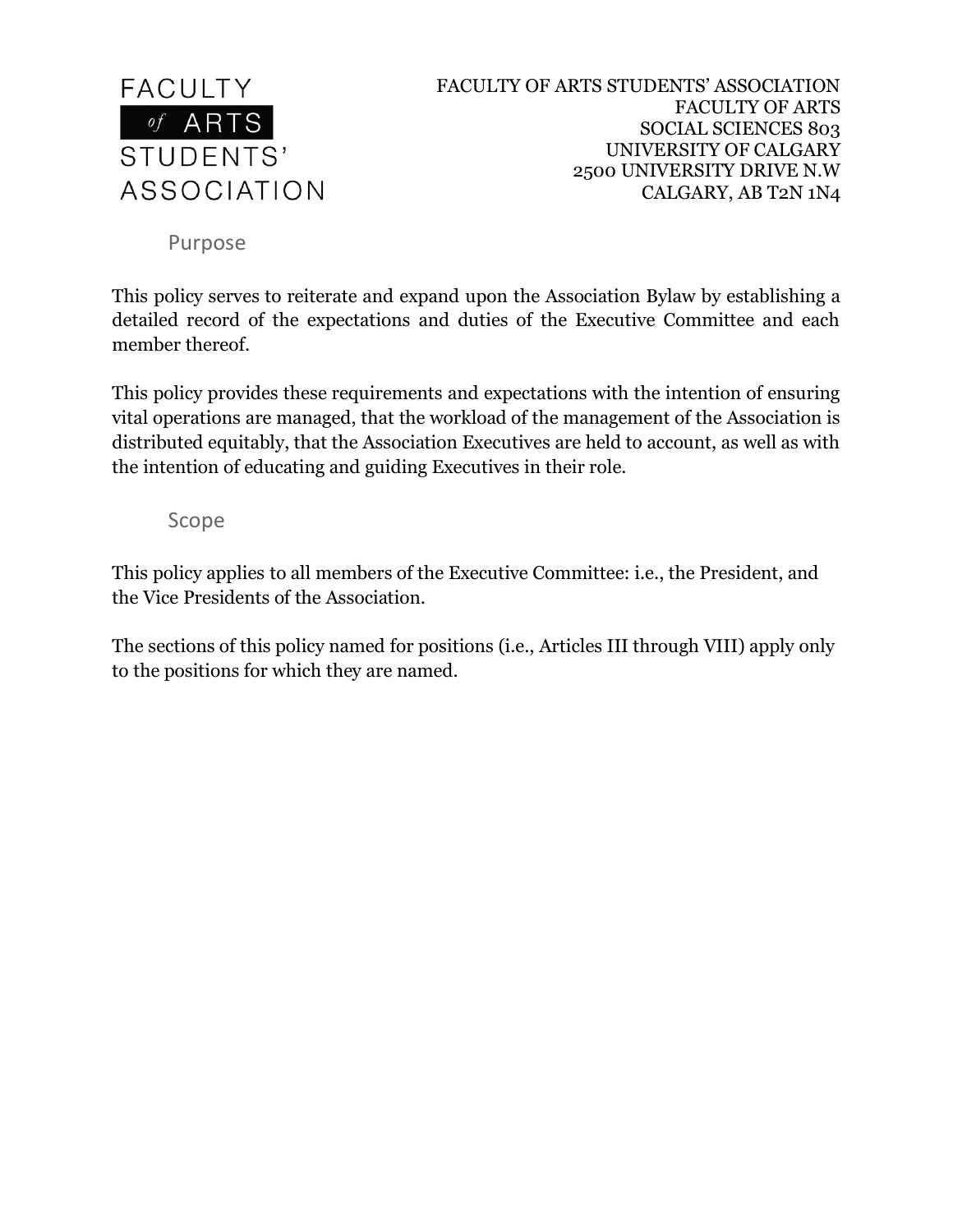## Purpose

This policy serves to reiterate and expand upon the Association Bylaw by establishing a detailed record of the expectations and duties of the Executive Committee and each member thereof.

This policy provides these requirements and expectations with the intention of ensuring vital operations are managed, that the workload of the management of the Association is distributed equitably, that the Association Executives are held to account, as well as with the intention of educating and guiding Executives in their role.

## Scope

This policy applies to all members of the Executive Committee: i.e., the President, and the Vice Presidents of the Association.

The sections of this policy named for positions (i.e., Articles III through VIII) apply only to the positions for which they are named.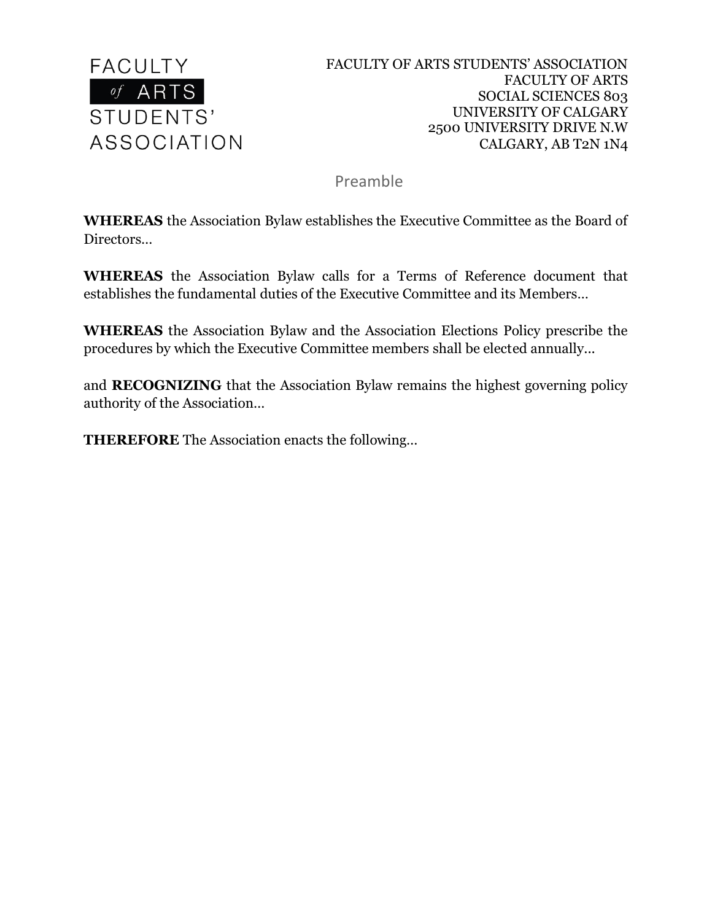FACULTY *of* ARTS STUDENTS' ASSOCIATION

FACULTY OF ARTS STUDENTS' ASSOCIATION
FACULTY OF ARTS
SOCIAL SCIENCES 803
UNIVERSITY OF CALGARY
2500 UNIVERSITY DRIVE N.W
CALGARY, AB T2N 1N4

## Preamble

**WHEREAS** the Association Bylaw establishes the Executive Committee as the Board of Directors…

**WHEREAS** the Association Bylaw calls for a Terms of Reference document that establishes the fundamental duties of the Executive Committee and its Members…

**WHEREAS** the Association Bylaw and the Association Elections Policy prescribe the procedures by which the Executive Committee members shall be elected annually…

and **RECOGNIZING** that the Association Bylaw remains the highest governing policy authority of the Association…

**THEREFORE** The Association enacts the following…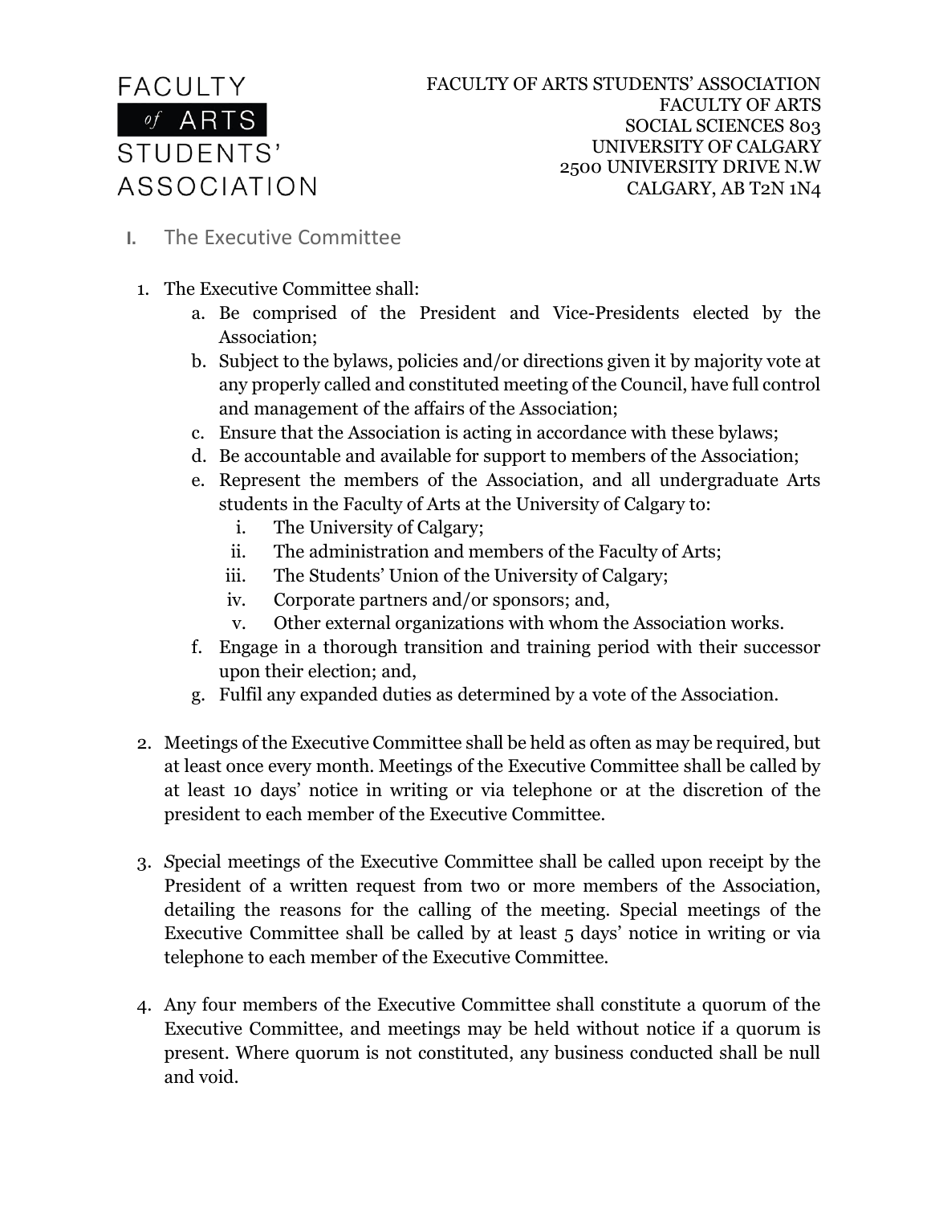FACULTY *of* ARTS STUDENTS' ASSOCIATION

FACULTY OF ARTS STUDENTS' ASSOCIATION
FACULTY OF ARTS
SOCIAL SCIENCES 803
UNIVERSITY OF CALGARY
2500 UNIVERSITY DRIVE N.W
CALGARY, AB T2N 1N4

## I. The Executive Committee

1. The Executive Committee shall:
   a. Be comprised of the President and Vice-Presidents elected by the Association;
   b. Subject to the bylaws, policies and/or directions given it by majority vote at any properly called and constituted meeting of the Council, have full control and management of the affairs of the Association;
   c. Ensure that the Association is acting in accordance with these bylaws;
   d. Be accountable and available for support to members of the Association;
   e. Represent the members of the Association, and all undergraduate Arts students in the Faculty of Arts at the University of Calgary to:
      i. The University of Calgary;
      ii. The administration and members of the Faculty of Arts;
      iii. The Students' Union of the University of Calgary;
      iv. Corporate partners and/or sponsors; and,
      v. Other external organizations with whom the Association works.
   f. Engage in a thorough transition and training period with their successor upon their election; and,
   g. Fulfil any expanded duties as determined by a vote of the Association.

2. Meetings of the Executive Committee shall be held as often as may be required, but at least once every month. Meetings of the Executive Committee shall be called by at least 10 days' notice in writing or via telephone or at the discretion of the president to each member of the Executive Committee.

3. *S*pecial meetings of the Executive Committee shall be called upon receipt by the President of a written request from two or more members of the Association, detailing the reasons for the calling of the meeting. Special meetings of the Executive Committee shall be called by at least 5 days' notice in writing or via telephone to each member of the Executive Committee.

4. Any four members of the Executive Committee shall constitute a quorum of the Executive Committee, and meetings may be held without notice if a quorum is present. Where quorum is not constituted, any business conducted shall be null and void.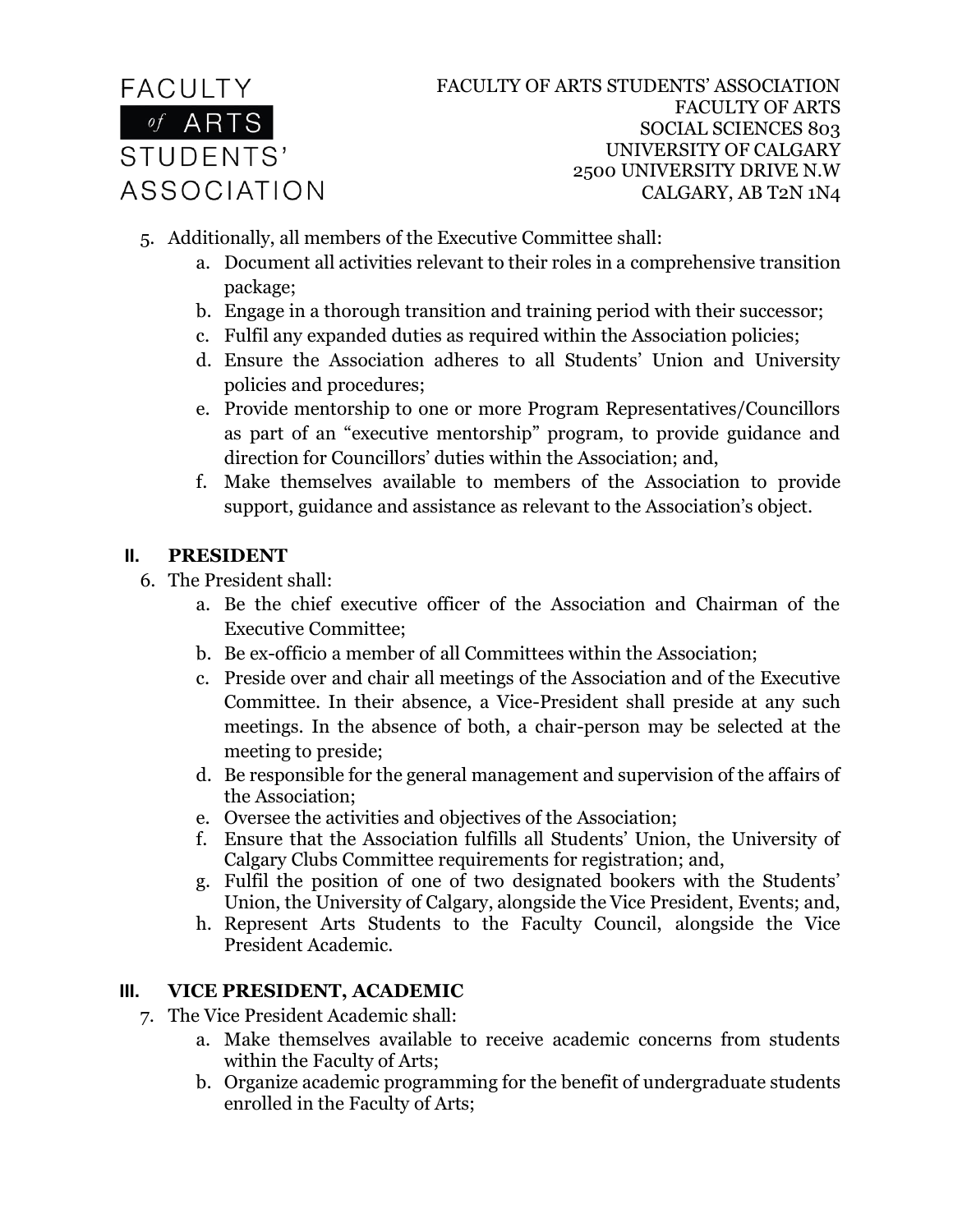5. Additionally, all members of the Executive Committee shall:
    a. Document all activities relevant to their roles in a comprehensive transition package;
    b. Engage in a thorough transition and training period with their successor;
    c. Fulfil any expanded duties as required within the Association policies;
    d. Ensure the Association adheres to all Students' Union and University policies and procedures;
    e. Provide mentorship to one or more Program Representatives/Councillors as part of an "executive mentorship" program, to provide guidance and direction for Councillors' duties within the Association; and,
    f. Make themselves available to members of the Association to provide support, guidance and assistance as relevant to the Association's object.

## II. PRESIDENT

6. The President shall:
    a. Be the chief executive officer of the Association and Chairman of the Executive Committee;
    b. Be ex-officio a member of all Committees within the Association;
    c. Preside over and chair all meetings of the Association and of the Executive Committee. In their absence, a Vice-President shall preside at any such meetings. In the absence of both, a chair-person may be selected at the meeting to preside;
    d. Be responsible for the general management and supervision of the affairs of the Association;
    e. Oversee the activities and objectives of the Association;
    f. Ensure that the Association fulfills all Students' Union, the University of Calgary Clubs Committee requirements for registration; and,
    g. Fulfil the position of one of two designated bookers with the Students' Union, the University of Calgary, alongside the Vice President, Events; and,
    h. Represent Arts Students to the Faculty Council, alongside the Vice President Academic.

## III. VICE PRESIDENT, ACADEMIC

7. The Vice President Academic shall:
    a. Make themselves available to receive academic concerns from students within the Faculty of Arts;
    b. Organize academic programming for the benefit of undergraduate students enrolled in the Faculty of Arts;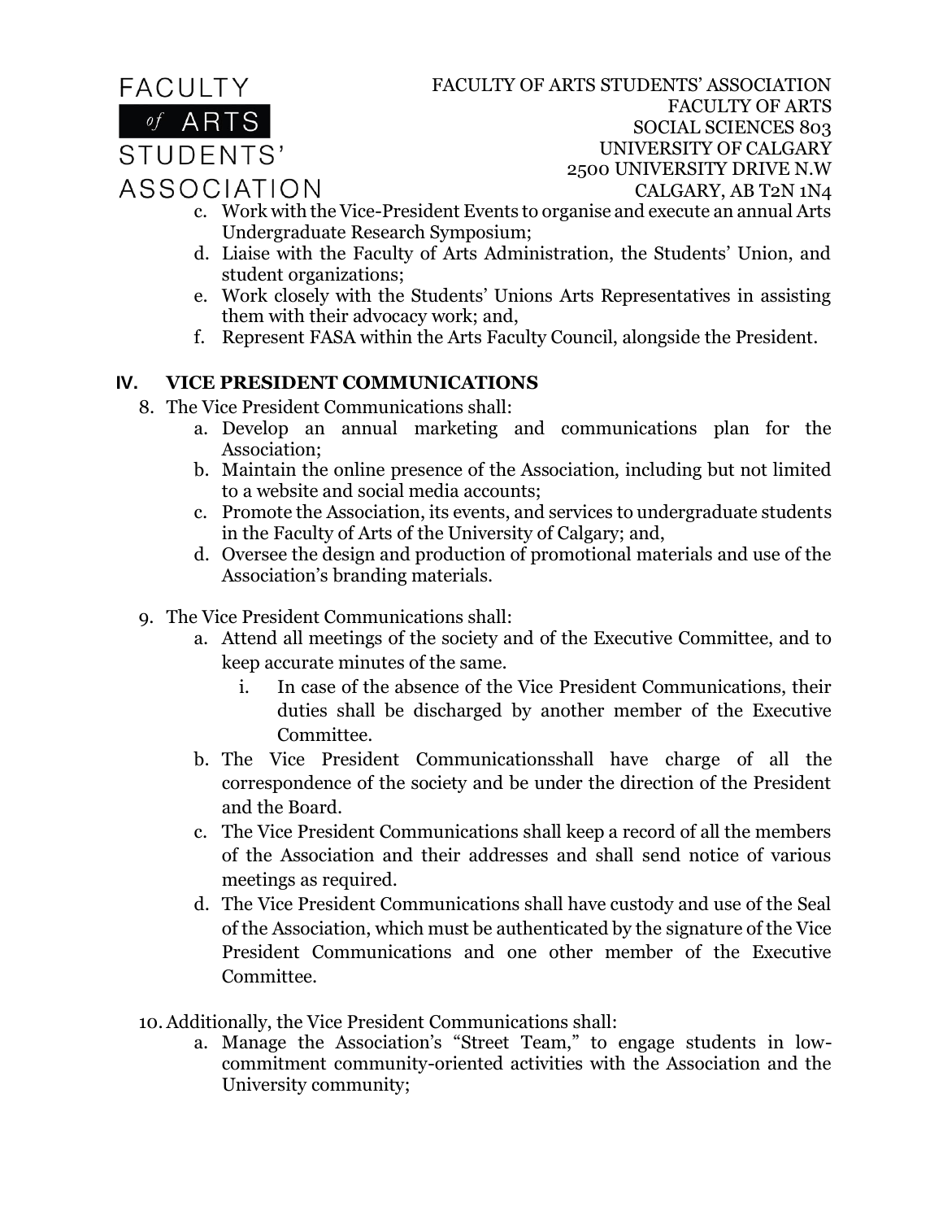c. Work with the Vice-President Events to organise and execute an annual Arts Undergraduate Research Symposium;
d. Liaise with the Faculty of Arts Administration, the Students' Union, and student organizations;
e. Work closely with the Students' Unions Arts Representatives in assisting them with their advocacy work; and,
f. Represent FASA within the Arts Faculty Council, alongside the President.

## IV. VICE PRESIDENT COMMUNICATIONS

8. The Vice President Communications shall:
   a. Develop an annual marketing and communications plan for the Association;
   b. Maintain the online presence of the Association, including but not limited to a website and social media accounts;
   c. Promote the Association, its events, and services to undergraduate students in the Faculty of Arts of the University of Calgary; and,
   d. Oversee the design and production of promotional materials and use of the Association's branding materials.

9. The Vice President Communications shall:
   a. Attend all meetings of the society and of the Executive Committee, and to keep accurate minutes of the same.
      i. In case of the absence of the Vice President Communications, their duties shall be discharged by another member of the Executive Committee.
   b. The Vice President Communicationsshall have charge of all the correspondence of the society and be under the direction of the President and the Board.
   c. The Vice President Communications shall keep a record of all the members of the Association and their addresses and shall send notice of various meetings as required.
   d. The Vice President Communications shall have custody and use of the Seal of the Association, which must be authenticated by the signature of the Vice President Communications and one other member of the Executive Committee.

10. Additionally, the Vice President Communications shall:
    a. Manage the Association's "Street Team," to engage students in low-commitment community-oriented activities with the Association and the University community;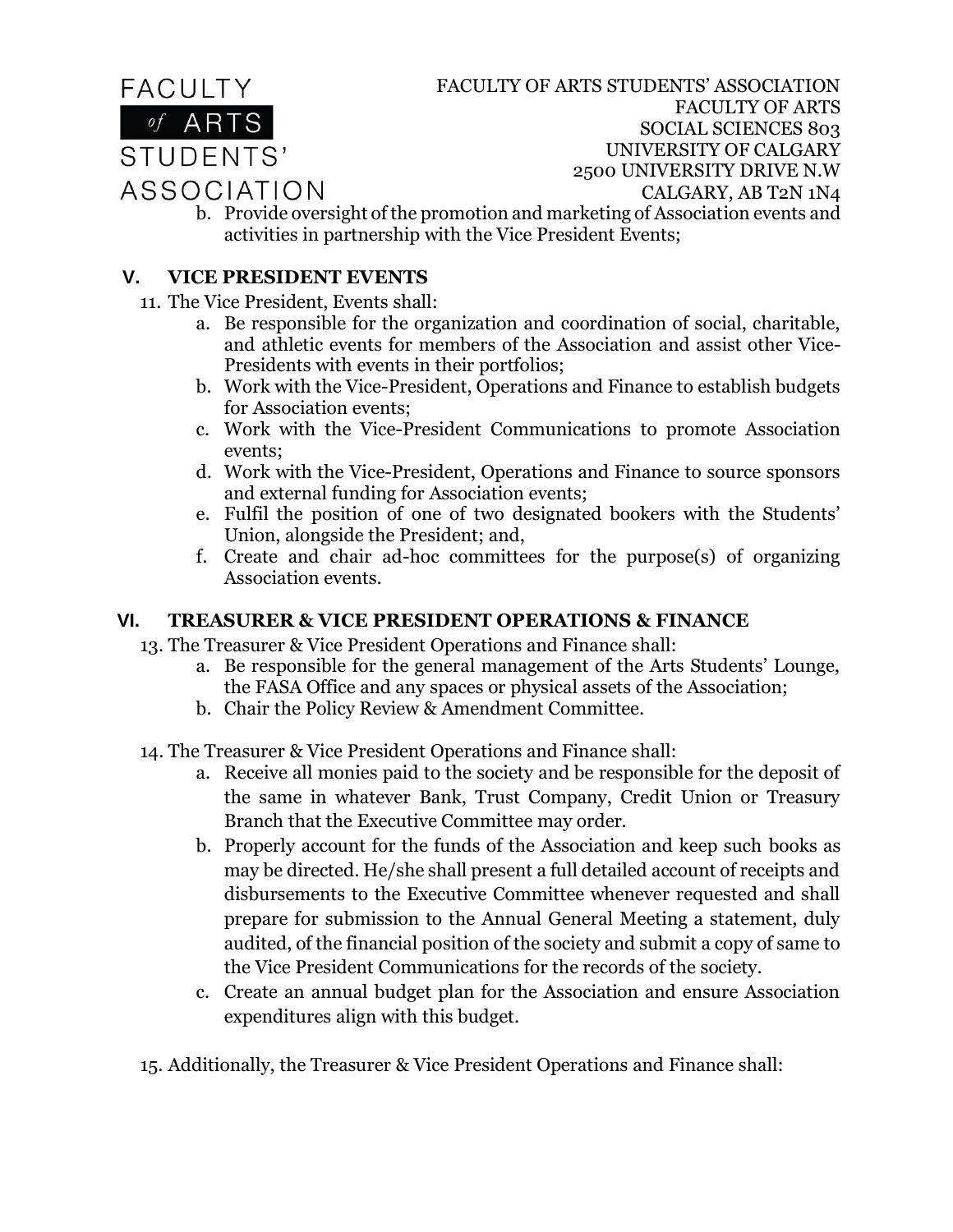b. Provide oversight of the promotion and marketing of Association events and activities in partnership with the Vice President Events;

## V. VICE PRESIDENT EVENTS

11. The Vice President, Events shall:
    a. Be responsible for the organization and coordination of social, charitable, and athletic events for members of the Association and assist other Vice-Presidents with events in their portfolios;
    b. Work with the Vice-President, Operations and Finance to establish budgets for Association events;
    c. Work with the Vice-President Communications to promote Association events;
    d. Work with the Vice-President, Operations and Finance to source sponsors and external funding for Association events;
    e. Fulfil the position of one of two designated bookers with the Students' Union, alongside the President; and,
    f. Create and chair ad-hoc committees for the purpose(s) of organizing Association events.

## VI. TREASURER & VICE PRESIDENT OPERATIONS & FINANCE

13. The Treasurer & Vice President Operations and Finance shall:
    a. Be responsible for the general management of the Arts Students' Lounge, the FASA Office and any spaces or physical assets of the Association;
    b. Chair the Policy Review & Amendment Committee.

14. The Treasurer & Vice President Operations and Finance shall:
    a. Receive all monies paid to the society and be responsible for the deposit of the same in whatever Bank, Trust Company, Credit Union or Treasury Branch that the Executive Committee may order.
    b. Properly account for the funds of the Association and keep such books as may be directed. He/she shall present a full detailed account of receipts and disbursements to the Executive Committee whenever requested and shall prepare for submission to the Annual General Meeting a statement, duly audited, of the financial position of the society and submit a copy of same to the Vice President Communications for the records of the society.
    c. Create an annual budget plan for the Association and ensure Association expenditures align with this budget.

15. Additionally, the Treasurer & Vice President Operations and Finance shall: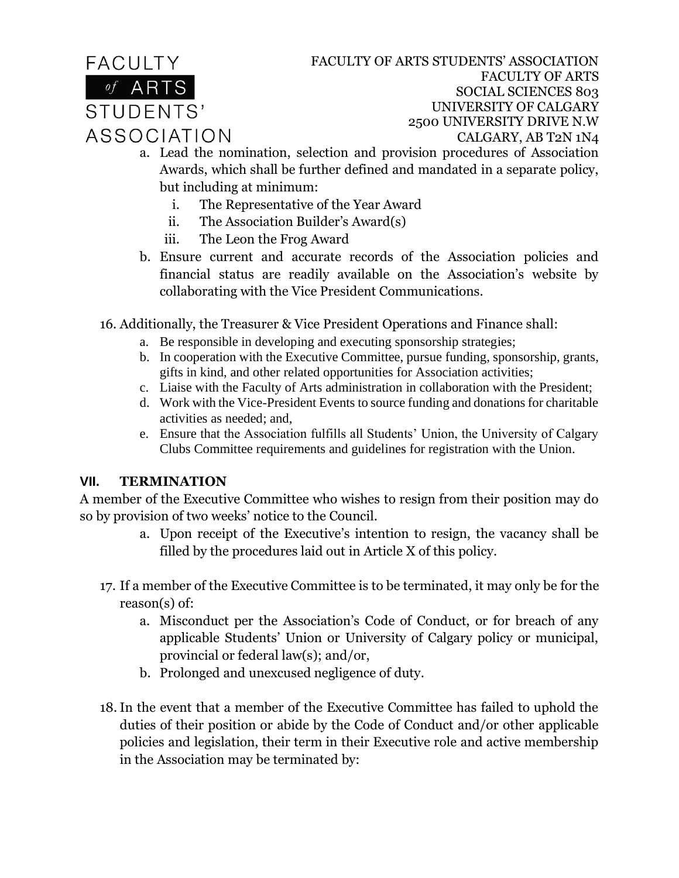a. Lead the nomination, selection and provision procedures of Association Awards, which shall be further defined and mandated in a separate policy, but including at minimum:
   i. The Representative of the Year Award
   ii. The Association Builder's Award(s)
   iii. The Leon the Frog Award
b. Ensure current and accurate records of the Association policies and financial status are readily available on the Association's website by collaborating with the Vice President Communications.

16. Additionally, the Treasurer & Vice President Operations and Finance shall:
    a. Be responsible in developing and executing sponsorship strategies;
    b. In cooperation with the Executive Committee, pursue funding, sponsorship, grants, gifts in kind, and other related opportunities for Association activities;
    c. Liaise with the Faculty of Arts administration in collaboration with the President;
    d. Work with the Vice-President Events to source funding and donations for charitable activities as needed; and,
    e. Ensure that the Association fulfills all Students' Union, the University of Calgary Clubs Committee requirements and guidelines for registration with the Union.

## VII. TERMINATION

A member of the Executive Committee who wishes to resign from their position may do so by provision of two weeks' notice to the Council.

a. Upon receipt of the Executive's intention to resign, the vacancy shall be filled by the procedures laid out in Article X of this policy.

17. If a member of the Executive Committee is to be terminated, it may only be for the reason(s) of:
    a. Misconduct per the Association's Code of Conduct, or for breach of any applicable Students' Union or University of Calgary policy or municipal, provincial or federal law(s); and/or,
    b. Prolonged and unexcused negligence of duty.

18. In the event that a member of the Executive Committee has failed to uphold the duties of their position or abide by the Code of Conduct and/or other applicable policies and legislation, their term in their Executive role and active membership in the Association may be terminated by: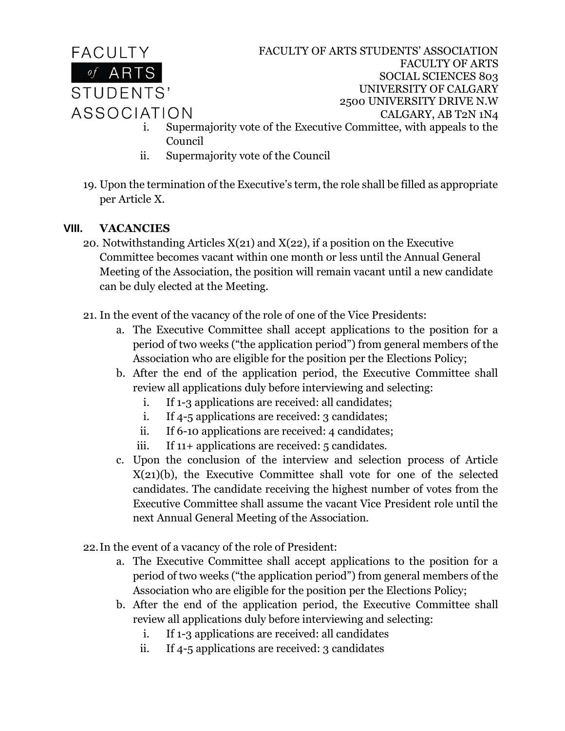i. Supermajority vote of the Executive Committee, with appeals to the Council
ii. Supermajority vote of the Council

19. Upon the termination of the Executive's term, the role shall be filled as appropriate per Article X.

## VIII. VACANCIES

20. Notwithstanding Articles X(21) and X(22), if a position on the Executive Committee becomes vacant within one month or less until the Annual General Meeting of the Association, the position will remain vacant until a new candidate can be duly elected at the Meeting.

21. In the event of the vacancy of the role of one of the Vice Presidents:
    a. The Executive Committee shall accept applications to the position for a period of two weeks ("the application period") from general members of the Association who are eligible for the position per the Elections Policy;
    b. After the end of the application period, the Executive Committee shall review all applications duly before interviewing and selecting:
        i. If 1-3 applications are received: all candidates;
        i. If 4-5 applications are received: 3 candidates;
        ii. If 6-10 applications are received: 4 candidates;
        iii. If 11+ applications are received: 5 candidates.
    c. Upon the conclusion of the interview and selection process of Article X(21)(b), the Executive Committee shall vote for one of the selected candidates. The candidate receiving the highest number of votes from the Executive Committee shall assume the vacant Vice President role until the next Annual General Meeting of the Association.

22. In the event of a vacancy of the role of President:
    a. The Executive Committee shall accept applications to the position for a period of two weeks ("the application period") from general members of the Association who are eligible for the position per the Elections Policy;
    b. After the end of the application period, the Executive Committee shall review all applications duly before interviewing and selecting:
        i. If 1-3 applications are received: all candidates
        ii. If 4-5 applications are received: 3 candidates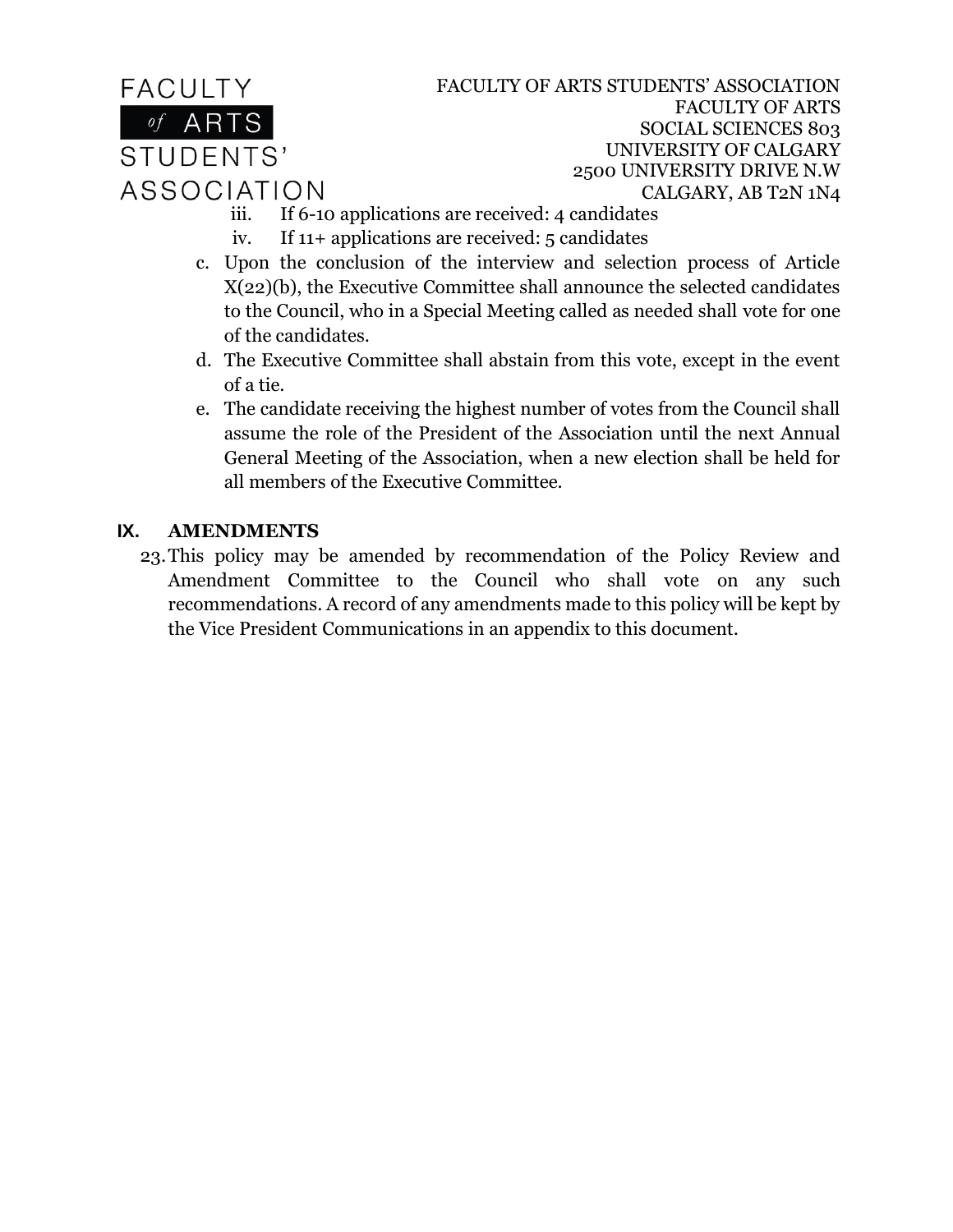iii. If 6-10 applications are received: 4 candidates
iv. If 11+ applications are received: 5 candidates

c. Upon the conclusion of the interview and selection process of Article X(22)(b), the Executive Committee shall announce the selected candidates to the Council, who in a Special Meeting called as needed shall vote for one of the candidates.
d. The Executive Committee shall abstain from this vote, except in the event of a tie.
e. The candidate receiving the highest number of votes from the Council shall assume the role of the President of the Association until the next Annual General Meeting of the Association, when a new election shall be held for all members of the Executive Committee.

## IX. AMENDMENTS

23. This policy may be amended by recommendation of the Policy Review and Amendment Committee to the Council who shall vote on any such recommendations. A record of any amendments made to this policy will be kept by the Vice President Communications in an appendix to this document.